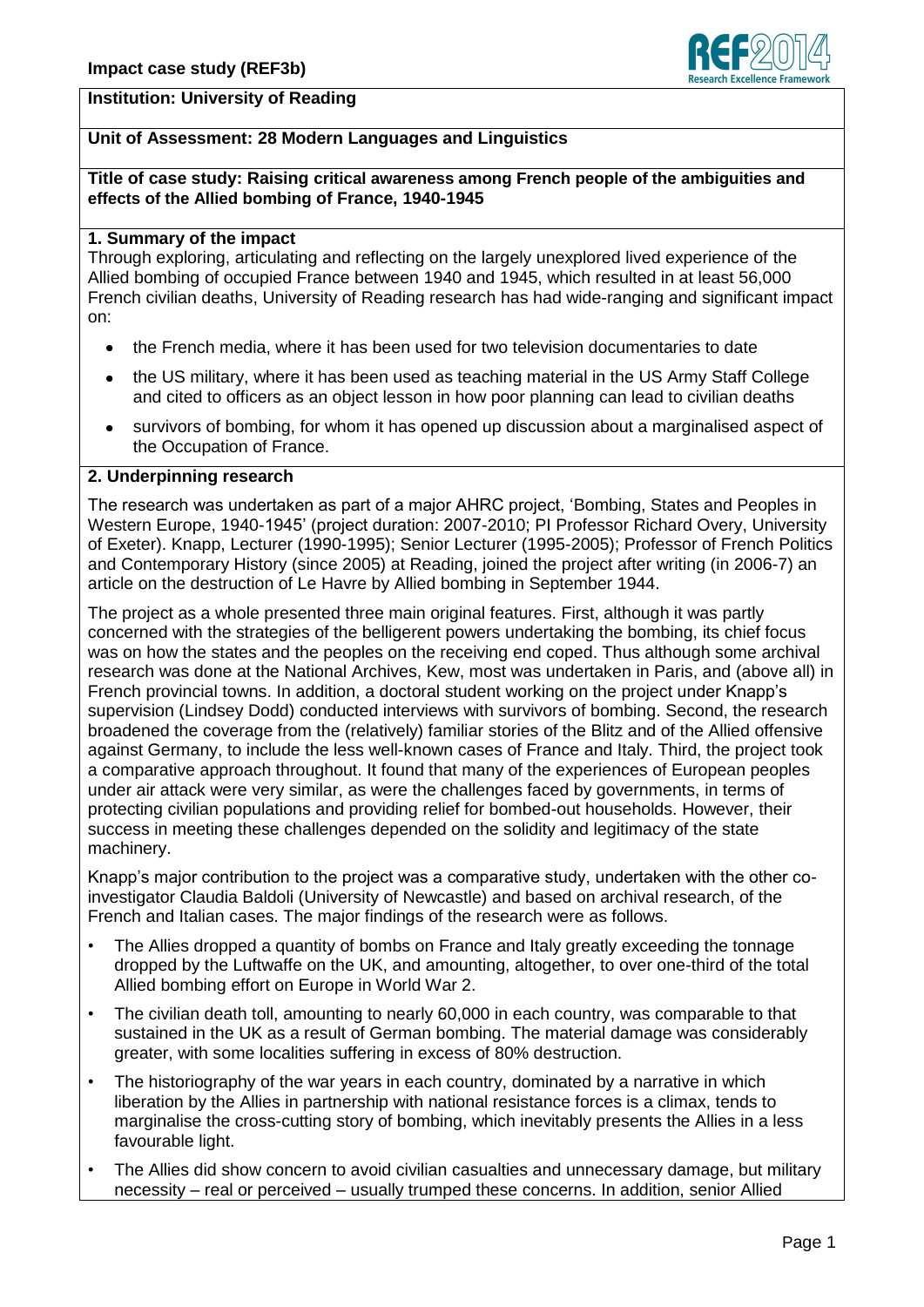**Impact case study (REF3b)**

**Institution: University of Reading**

**Unit of Assessment: 28 Modern Languages and Linguistics**

**Title of case study: Raising critical awareness among French people of the ambiguities and effects of the Allied bombing of France, 1940-1945**

## 1. Summary of the impact

Through exploring, articulating and reflecting on the largely unexplored lived experience of the Allied bombing of occupied France between 1940 and 1945, which resulted in at least 56,000 French civilian deaths, University of Reading research has had wide-ranging and significant impact on:

- the French media, where it has been used for two television documentaries to date
- the US military, where it has been used as teaching material in the US Army Staff College and cited to officers as an object lesson in how poor planning can lead to civilian deaths
- survivors of bombing, for whom it has opened up discussion about a marginalised aspect of the Occupation of France.

## 2. Underpinning research

The research was undertaken as part of a major AHRC project, 'Bombing, States and Peoples in Western Europe, 1940-1945' (project duration: 2007-2010; PI Professor Richard Overy, University of Exeter). Knapp, Lecturer (1990-1995); Senior Lecturer (1995-2005); Professor of French Politics and Contemporary History (since 2005) at Reading, joined the project after writing (in 2006-7) an article on the destruction of Le Havre by Allied bombing in September 1944.

The project as a whole presented three main original features. First, although it was partly concerned with the strategies of the belligerent powers undertaking the bombing, its chief focus was on how the states and the peoples on the receiving end coped. Thus although some archival research was done at the National Archives, Kew, most was undertaken in Paris, and (above all) in French provincial towns. In addition, a doctoral student working on the project under Knapp's supervision (Lindsey Dodd) conducted interviews with survivors of bombing. Second, the research broadened the coverage from the (relatively) familiar stories of the Blitz and of the Allied offensive against Germany, to include the less well-known cases of France and Italy. Third, the project took a comparative approach throughout. It found that many of the experiences of European peoples under air attack were very similar, as were the challenges faced by governments, in terms of protecting civilian populations and providing relief for bombed-out households. However, their success in meeting these challenges depended on the solidity and legitimacy of the state machinery.

Knapp's major contribution to the project was a comparative study, undertaken with the other co-investigator Claudia Baldoli (University of Newcastle) and based on archival research, of the French and Italian cases. The major findings of the research were as follows.

- The Allies dropped a quantity of bombs on France and Italy greatly exceeding the tonnage dropped by the Luftwaffe on the UK, and amounting, altogether, to over one-third of the total Allied bombing effort on Europe in World War 2.
- The civilian death toll, amounting to nearly 60,000 in each country, was comparable to that sustained in the UK as a result of German bombing. The material damage was considerably greater, with some localities suffering in excess of 80% destruction.
- The historiography of the war years in each country, dominated by a narrative in which liberation by the Allies in partnership with national resistance forces is a climax, tends to marginalise the cross-cutting story of bombing, which inevitably presents the Allies in a less favourable light.
- The Allies did show concern to avoid civilian casualties and unnecessary damage, but military necessity – real or perceived – usually trumped these concerns. In addition, senior Allied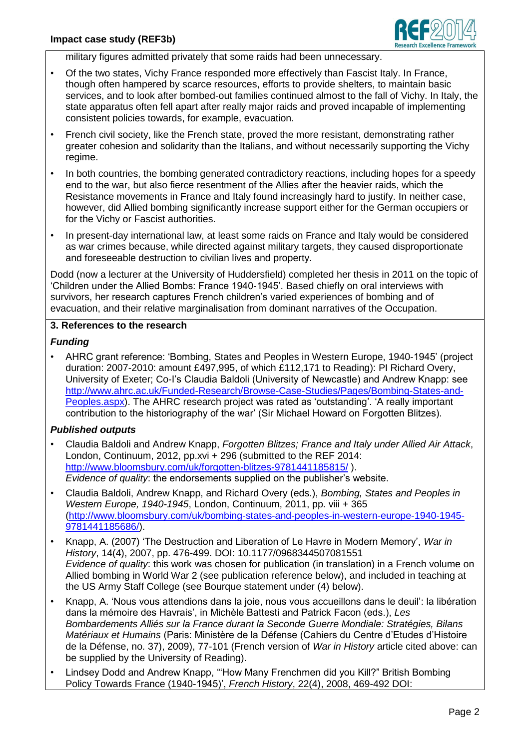military figures admitted privately that some raids had been unnecessary.

- Of the two states, Vichy France responded more effectively than Fascist Italy. In France, though often hampered by scarce resources, efforts to provide shelters, to maintain basic services, and to look after bombed-out families continued almost to the fall of Vichy. In Italy, the state apparatus often fell apart after really major raids and proved incapable of implementing consistent policies towards, for example, evacuation.
- French civil society, like the French state, proved the more resistant, demonstrating rather greater cohesion and solidarity than the Italians, and without necessarily supporting the Vichy regime.
- In both countries, the bombing generated contradictory reactions, including hopes for a speedy end to the war, but also fierce resentment of the Allies after the heavier raids, which the Resistance movements in France and Italy found increasingly hard to justify. In neither case, however, did Allied bombing significantly increase support either for the German occupiers or for the Vichy or Fascist authorities.
- In present-day international law, at least some raids on France and Italy would be considered as war crimes because, while directed against military targets, they caused disproportionate and foreseeable destruction to civilian lives and property.

Dodd (now a lecturer at the University of Huddersfield) completed her thesis in 2011 on the topic of 'Children under the Allied Bombs: France 1940-1945'. Based chiefly on oral interviews with survivors, her research captures French children's varied experiences of bombing and of evacuation, and their relative marginalisation from dominant narratives of the Occupation.

## 3. References to the research

### *Funding*

- AHRC grant reference: 'Bombing, States and Peoples in Western Europe, 1940-1945' (project duration: 2007-2010: amount £497,995, of which £112,171 to Reading): PI Richard Overy, University of Exeter; Co-I's Claudia Baldoli (University of Newcastle) and Andrew Knapp: see http://www.ahrc.ac.uk/Funded-Research/Browse-Case-Studies/Pages/Bombing-States-and-Peoples.aspx). The AHRC research project was rated as 'outstanding'. 'A really important contribution to the historiography of the war' (Sir Michael Howard on Forgotten Blitzes).

### *Published outputs*

- Claudia Baldoli and Andrew Knapp, *Forgotten Blitzes; France and Italy under Allied Air Attack*, London, Continuum, 2012, pp.xvi + 296 (submitted to the REF 2014: http://www.bloomsbury.com/uk/forgotten-blitzes-9781441185815/ ).
  *Evidence of quality*: the endorsements supplied on the publisher's website.
- Claudia Baldoli, Andrew Knapp, and Richard Overy (eds.), *Bombing, States and Peoples in Western Europe, 1940-1945*, London, Continuum, 2011, pp. viii + 365 (http://www.bloomsbury.com/uk/bombing-states-and-peoples-in-western-europe-1940-1945-9781441185686/).
- Knapp, A. (2007) 'The Destruction and Liberation of Le Havre in Modern Memory', *War in History*, 14(4), 2007, pp. 476-499. DOI: 10.1177/0968344507081551
  *Evidence of quality*: this work was chosen for publication (in translation) in a French volume on Allied bombing in World War 2 (see publication reference below), and included in teaching at the US Army Staff College (see Bourque statement under (4) below).
- Knapp, A. 'Nous vous attendions dans la joie, nous vous accueillons dans le deuil': la libération dans la mémoire des Havrais', in Michèle Battesti and Patrick Facon (eds.), *Les Bombardements Alliés sur la France durant la Seconde Guerre Mondiale: Stratégies, Bilans Matériaux et Humains* (Paris: Ministère de la Défense (Cahiers du Centre d'Etudes d'Histoire de la Défense, no. 37), 2009), 77-101 (French version of *War in History* article cited above: can be supplied by the University of Reading).
- Lindsey Dodd and Andrew Knapp, '"How Many Frenchmen did you Kill?" British Bombing Policy Towards France (1940-1945)', *French History*, 22(4), 2008, 469-492 DOI: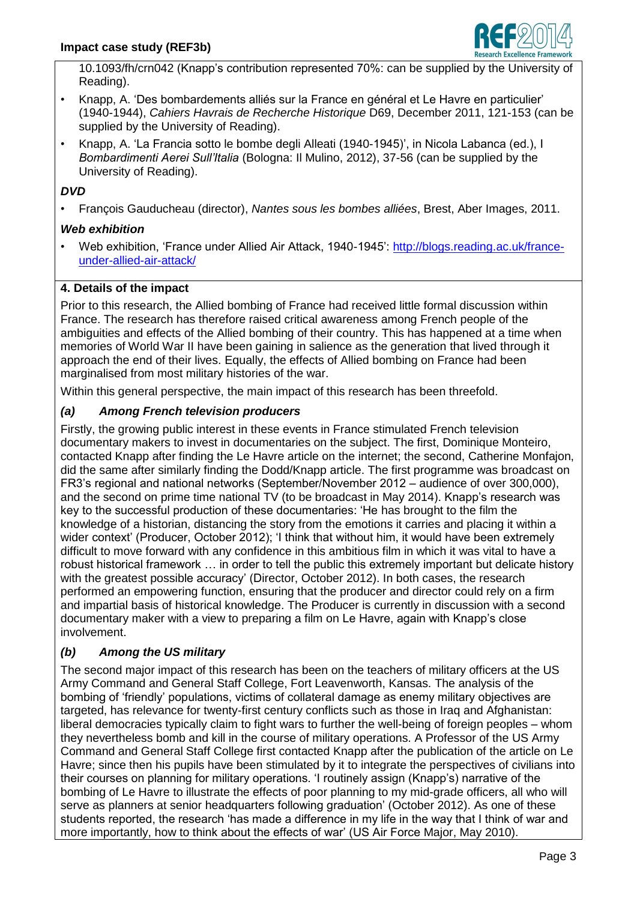10.1093/fh/crn042 (Knapp's contribution represented 70%: can be supplied by the University of Reading).

- Knapp, A. 'Des bombardements alliés sur la France en général et Le Havre en particulier' (1940-1944), *Cahiers Havrais de Recherche Historique* D69, December 2011, 121-153 (can be supplied by the University of Reading).
- Knapp, A. 'La Francia sotto le bombe degli Alleati (1940-1945)', in Nicola Labanca (ed.), I *Bombardimenti Aerei Sull'Italia* (Bologna: Il Mulino, 2012), 37-56 (can be supplied by the University of Reading).

***DVD***

- François Gauducheau (director), *Nantes sous les bombes alliées*, Brest, Aber Images, 2011.

***Web exhibition***

- Web exhibition, 'France under Allied Air Attack, 1940-1945': http://blogs.reading.ac.uk/france-under-allied-air-attack/

## 4. Details of the impact

Prior to this research, the Allied bombing of France had received little formal discussion within France. The research has therefore raised critical awareness among French people of the ambiguities and effects of the Allied bombing of their country. This has happened at a time when memories of World War II have been gaining in salience as the generation that lived through it approach the end of their lives. Equally, the effects of Allied bombing on France had been marginalised from most military histories of the war.

Within this general perspective, the main impact of this research has been threefold.

### *(a) Among French television producers*

Firstly, the growing public interest in these events in France stimulated French television documentary makers to invest in documentaries on the subject. The first, Dominique Monteiro, contacted Knapp after finding the Le Havre article on the internet; the second, Catherine Monfajon, did the same after similarly finding the Dodd/Knapp article. The first programme was broadcast on FR3's regional and national networks (September/November 2012 – audience of over 300,000), and the second on prime time national TV (to be broadcast in May 2014). Knapp's research was key to the successful production of these documentaries: 'He has brought to the film the knowledge of a historian, distancing the story from the emotions it carries and placing it within a wider context' (Producer, October 2012); 'I think that without him, it would have been extremely difficult to move forward with any confidence in this ambitious film in which it was vital to have a robust historical framework … in order to tell the public this extremely important but delicate history with the greatest possible accuracy' (Director, October 2012). In both cases, the research performed an empowering function, ensuring that the producer and director could rely on a firm and impartial basis of historical knowledge. The Producer is currently in discussion with a second documentary maker with a view to preparing a film on Le Havre, again with Knapp's close involvement.

### *(b) Among the US military*

The second major impact of this research has been on the teachers of military officers at the US Army Command and General Staff College, Fort Leavenworth, Kansas. The analysis of the bombing of 'friendly' populations, victims of collateral damage as enemy military objectives are targeted, has relevance for twenty-first century conflicts such as those in Iraq and Afghanistan: liberal democracies typically claim to fight wars to further the well-being of foreign peoples – whom they nevertheless bomb and kill in the course of military operations. A Professor of the US Army Command and General Staff College first contacted Knapp after the publication of the article on Le Havre; since then his pupils have been stimulated by it to integrate the perspectives of civilians into their courses on planning for military operations. 'I routinely assign (Knapp's) narrative of the bombing of Le Havre to illustrate the effects of poor planning to my mid-grade officers, all who will serve as planners at senior headquarters following graduation' (October 2012). As one of these students reported, the research 'has made a difference in my life in the way that I think of war and more importantly, how to think about the effects of war' (US Air Force Major, May 2010).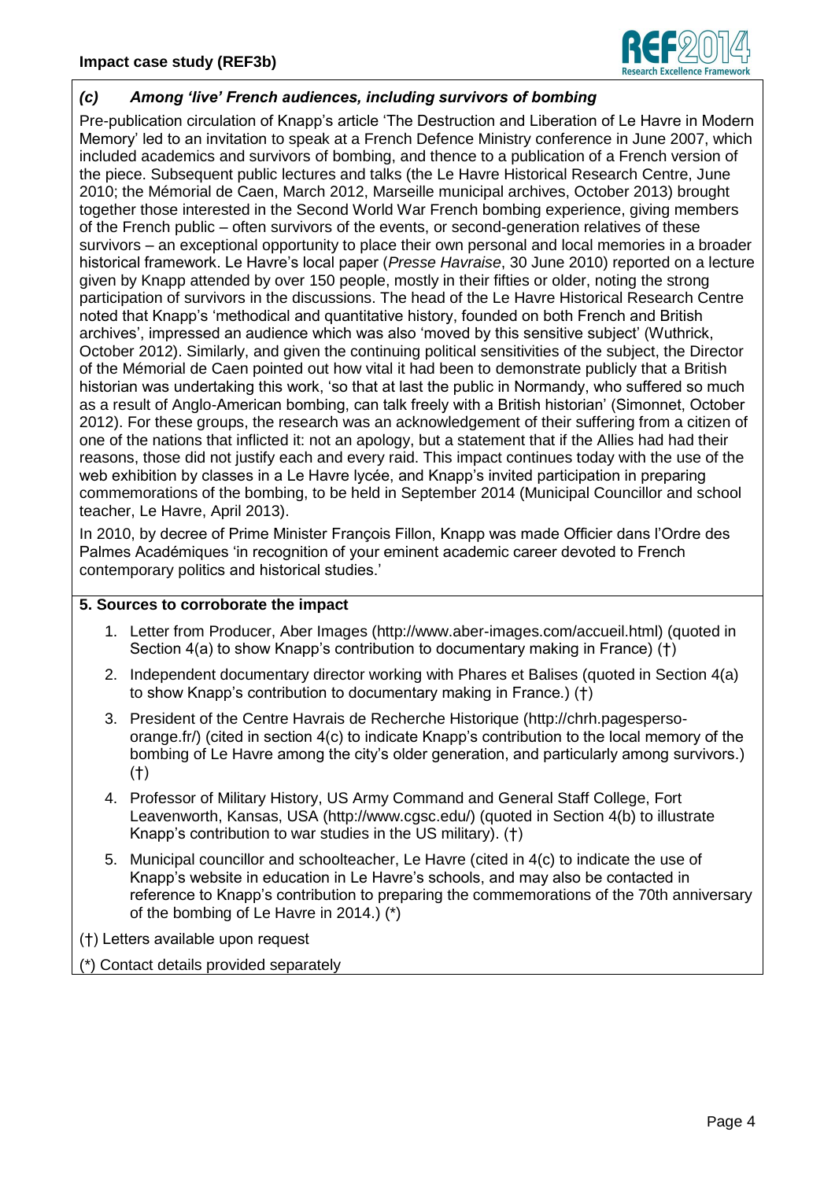### *(c) Among 'live' French audiences, including survivors of bombing*

Pre-publication circulation of Knapp's article 'The Destruction and Liberation of Le Havre in Modern Memory' led to an invitation to speak at a French Defence Ministry conference in June 2007, which included academics and survivors of bombing, and thence to a publication of a French version of the piece. Subsequent public lectures and talks (the Le Havre Historical Research Centre, June 2010; the Mémorial de Caen, March 2012, Marseille municipal archives, October 2013) brought together those interested in the Second World War French bombing experience, giving members of the French public – often survivors of the events, or second-generation relatives of these survivors – an exceptional opportunity to place their own personal and local memories in a broader historical framework. Le Havre's local paper (*Presse Havraise*, 30 June 2010) reported on a lecture given by Knapp attended by over 150 people, mostly in their fifties or older, noting the strong participation of survivors in the discussions. The head of the Le Havre Historical Research Centre noted that Knapp's 'methodical and quantitative history, founded on both French and British archives', impressed an audience which was also 'moved by this sensitive subject' (Wuthrick, October 2012). Similarly, and given the continuing political sensitivities of the subject, the Director of the Mémorial de Caen pointed out how vital it had been to demonstrate publicly that a British historian was undertaking this work, 'so that at last the public in Normandy, who suffered so much as a result of Anglo-American bombing, can talk freely with a British historian' (Simonnet, October 2012). For these groups, the research was an acknowledgement of their suffering from a citizen of one of the nations that inflicted it: not an apology, but a statement that if the Allies had had their reasons, those did not justify each and every raid. This impact continues today with the use of the web exhibition by classes in a Le Havre lycée, and Knapp's invited participation in preparing commemorations of the bombing, to be held in September 2014 (Municipal Councillor and school teacher, Le Havre, April 2013).

In 2010, by decree of Prime Minister François Fillon, Knapp was made Officier dans l'Ordre des Palmes Académiques 'in recognition of your eminent academic career devoted to French contemporary politics and historical studies.'

## 5. Sources to corroborate the impact

1. Letter from Producer, Aber Images (http://www.aber-images.com/accueil.html) (quoted in Section 4(a) to show Knapp's contribution to documentary making in France) (†)
2. Independent documentary director working with Phares et Balises (quoted in Section 4(a) to show Knapp's contribution to documentary making in France.) (†)
3. President of the Centre Havrais de Recherche Historique (http://chrh.pagesperso-orange.fr/) (cited in section 4(c) to indicate Knapp's contribution to the local memory of the bombing of Le Havre among the city's older generation, and particularly among survivors.) (†)
4. Professor of Military History, US Army Command and General Staff College, Fort Leavenworth, Kansas, USA (http://www.cgsc.edu/) (quoted in Section 4(b) to illustrate Knapp's contribution to war studies in the US military). (†)
5. Municipal councillor and schoolteacher, Le Havre (cited in 4(c) to indicate the use of Knapp's website in education in Le Havre's schools, and may also be contacted in reference to Knapp's contribution to preparing the commemorations of the 70th anniversary of the bombing of Le Havre in 2014.) (*)

(†) Letters available upon request

(*) Contact details provided separately